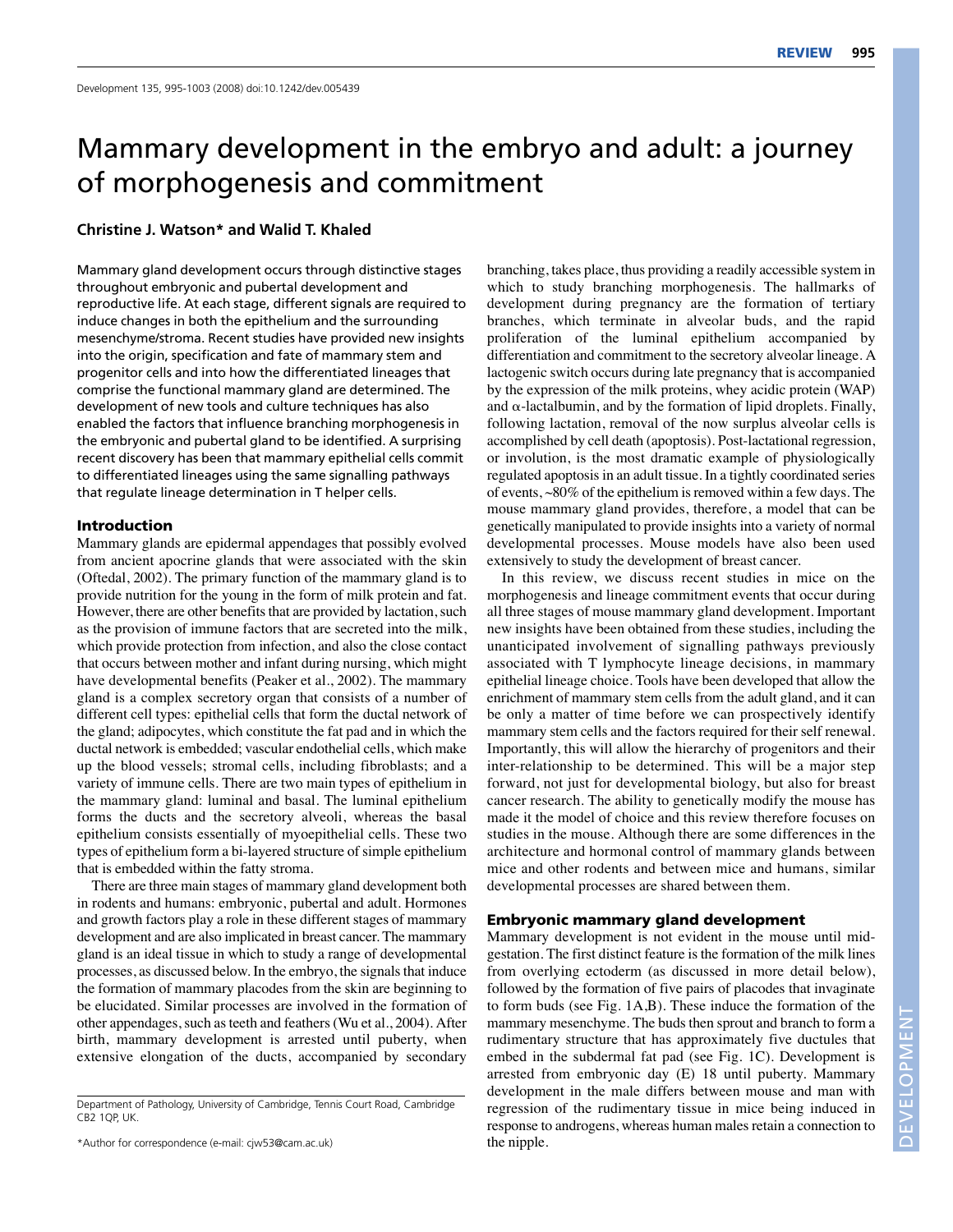Development 135, 995-1003 (2008) doi:10.1242/dev.005439

# Mammary development in the embryo and adult: a journey of morphogenesis and commitment

**Christine J. Watson* and Walid T. Khaled**

Mammary gland development occurs through distinctive stages throughout embryonic and pubertal development and reproductive life. At each stage, different signals are required to induce changes in both the epithelium and the surrounding mesenchyme/stroma. Recent studies have provided new insights into the origin, specification and fate of mammary stem and progenitor cells and into how the differentiated lineages that comprise the functional mammary gland are determined. The development of new tools and culture techniques has also enabled the factors that influence branching morphogenesis in the embryonic and pubertal gland to be identified. A surprising recent discovery has been that mammary epithelial cells commit to differentiated lineages using the same signalling pathways that regulate lineage determination in T helper cells.

## Introduction

Mammary glands are epidermal appendages that possibly evolved from ancient apocrine glands that were associated with the skin (Oftedal, 2002). The primary function of the mammary gland is to provide nutrition for the young in the form of milk protein and fat. However, there are other benefits that are provided by lactation, such as the provision of immune factors that are secreted into the milk, which provide protection from infection, and also the close contact that occurs between mother and infant during nursing, which might have developmental benefits (Peaker et al., 2002). The mammary gland is a complex secretory organ that consists of a number of different cell types: epithelial cells that form the ductal network of the gland; adipocytes, which constitute the fat pad and in which the ductal network is embedded; vascular endothelial cells, which make up the blood vessels; stromal cells, including fibroblasts; and a variety of immune cells. There are two main types of epithelium in the mammary gland: luminal and basal. The luminal epithelium forms the ducts and the secretory alveoli, whereas the basal epithelium consists essentially of myoepithelial cells. These two types of epithelium form a bi-layered structure of simple epithelium that is embedded within the fatty stroma.

There are three main stages of mammary gland development both in rodents and humans: embryonic, pubertal and adult. Hormones and growth factors play a role in these different stages of mammary development and are also implicated in breast cancer. The mammary gland is an ideal tissue in which to study a range of developmental processes, as discussed below. In the embryo, the signals that induce the formation of mammary placodes from the skin are beginning to be elucidated. Similar processes are involved in the formation of other appendages, such as teeth and feathers (Wu et al., 2004). After birth, mammary development is arrested until puberty, when extensive elongation of the ducts, accompanied by secondary branching, takes place, thus providing a readily accessible system in which to study branching morphogenesis. The hallmarks of development during pregnancy are the formation of tertiary branches, which terminate in alveolar buds, and the rapid proliferation of the luminal epithelium accompanied by differentiation and commitment to the secretory alveolar lineage. A lactogenic switch occurs during late pregnancy that is accompanied by the expression of the milk proteins, whey acidic protein (WAP) and α-lactalbumin, and by the formation of lipid droplets. Finally, following lactation, removal of the now surplus alveolar cells is accomplished by cell death (apoptosis). Post-lactational regression, or involution, is the most dramatic example of physiologically regulated apoptosis in an adult tissue. In a tightly coordinated series of events, ~80% of the epithelium is removed within a few days. The mouse mammary gland provides, therefore, a model that can be genetically manipulated to provide insights into a variety of normal developmental processes. Mouse models have also been used extensively to study the development of breast cancer.

In this review, we discuss recent studies in mice on the morphogenesis and lineage commitment events that occur during all three stages of mouse mammary gland development. Important new insights have been obtained from these studies, including the unanticipated involvement of signalling pathways previously associated with T lymphocyte lineage decisions, in mammary epithelial lineage choice. Tools have been developed that allow the enrichment of mammary stem cells from the adult gland, and it can be only a matter of time before we can prospectively identify mammary stem cells and the factors required for their self renewal. Importantly, this will allow the hierarchy of progenitors and their inter-relationship to be determined. This will be a major step forward, not just for developmental biology, but also for breast cancer research. The ability to genetically modify the mouse has made it the model of choice and this review therefore focuses on studies in the mouse. Although there are some differences in the architecture and hormonal control of mammary glands between mice and other rodents and between mice and humans, similar developmental processes are shared between them.

## Embryonic mammary gland development

Mammary development is not evident in the mouse until mid-gestation. The first distinct feature is the formation of the milk lines from overlying ectoderm (as discussed in more detail below), followed by the formation of five pairs of placodes that invaginate to form buds (see Fig. 1A,B). These induce the formation of the mammary mesenchyme. The buds then sprout and branch to form a rudimentary structure that has approximately five ductules that embed in the subdermal fat pad (see Fig. 1C). Development is arrested from embryonic day (E) 18 until puberty. Mammary development in the male differs between mouse and man with regression of the rudimentary tissue in mice being induced in response to androgens, whereas human males retain a connection to the nipple.

Department of Pathology, University of Cambridge, Tennis Court Road, Cambridge CB2 1QP, UK.

*Author for correspondence (e-mail: cjw53@cam.ac.uk)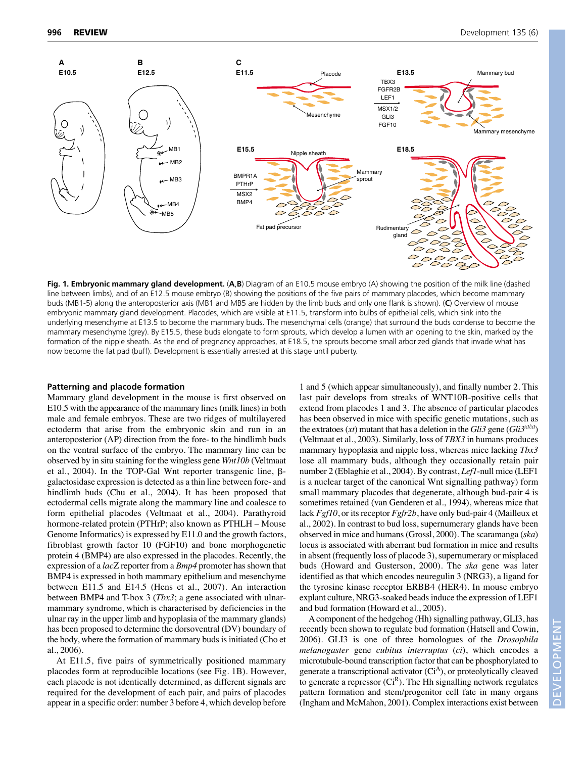**Fig. 1. Embryonic mammary gland development.** (**A**,**B**) Diagram of an E10.5 mouse embryo (A) showing the position of the milk line (dashed line between limbs), and of an E12.5 mouse embryo (B) showing the positions of the five pairs of mammary placodes, which become mammary buds (MB1-5) along the anteroposterior axis (MB1 and MB5 are hidden by the limb buds and only one flank is shown). (**C**) Overview of mouse embryonic mammary gland development. Placodes, which are visible at E11.5, transform into bulbs of epithelial cells, which sink into the underlying mesenchyme at E13.5 to become the mammary buds. The mesenchymal cells (orange) that surround the buds condense to become the mammary mesenchyme (grey). By E15.5, these buds elongate to form sprouts, which develop a lumen with an opening to the skin, marked by the formation of the nipple sheath. As the end of pregnancy approaches, at E18.5, the sprouts become small arborized glands that invade what has now become the fat pad (buff). Development is essentially arrested at this stage until puberty.

### Patterning and placode formation

Mammary gland development in the mouse is first observed on E10.5 with the appearance of the mammary lines (milk lines) in both male and female embryos. These are two ridges of multilayered ectoderm that arise from the embryonic skin and run in an anteroposterior (AP) direction from the fore- to the hindlimb buds on the ventral surface of the embryo. The mammary line can be observed by in situ staining for the wingless gene *Wnt10b* (Veltmaat et al., 2004). In the TOP-Gal Wnt reporter transgenic line, β-galactosidase expression is detected as a thin line between fore- and hindlimb buds (Chu et al., 2004). It has been proposed that ectodermal cells migrate along the mammary line and coalesce to form epithelial placodes (Veltmaat et al., 2004). Parathyroid hormone-related protein (PTHrP; also known as PTHLH – Mouse Genome Informatics) is expressed by E11.0 and the growth factors, fibroblast growth factor 10 (FGF10) and bone morphogenetic protein 4 (BMP4) are also expressed in the placodes. Recently, the expression of a *lac*Z reporter from a *Bmp4* promoter has shown that BMP4 is expressed in both mammary epithelium and mesenchyme between E11.5 and E14.5 (Hens et al., 2007). An interaction between BMP4 and T-box 3 (*Tbx3*; a gene associated with ulnar-mammary syndrome, which is characterised by deficiencies in the ulnar ray in the upper limb and hypoplasia of the mammary glands) has been proposed to determine the dorsoventral (DV) boundary of the body, where the formation of mammary buds is initiated (Cho et al., 2006).

At E11.5, five pairs of symmetrically positioned mammary placodes form at reproducible locations (see Fig. 1B). However, each placode is not identically determined, as different signals are required for the development of each pair, and pairs of placodes appear in a specific order: number 3 before 4, which develop before 1 and 5 (which appear simultaneously), and finally number 2. This last pair develops from streaks of WNT10B-positive cells that extend from placodes 1 and 3. The absence of particular placodes has been observed in mice with specific genetic mutations, such as the extratoes (*xt*) mutant that has a deletion in the *Gli3* gene ($Gli3^{xt/xt}$) (Veltmaat et al., 2003). Similarly, loss of *TBX3* in humans produces mammary hypoplasia and nipple loss, whereas mice lacking *Tbx3* lose all mammary buds, although they occasionally retain pair number 2 (Eblaghie et al., 2004). By contrast, *Lef1*-null mice (LEF1 is a nuclear target of the canonical Wnt signalling pathway) form small mammary placodes that degenerate, although bud-pair 4 is sometimes retained (van Genderen et al., 1994), whereas mice that lack *Fgf10*, or its receptor *Fgfr2b*, have only bud-pair 4 (Mailleux et al., 2002). In contrast to bud loss, supernumerary glands have been observed in mice and humans (Grossl, 2000). The scaramanga (*ska*) locus is associated with aberrant bud formation in mice and results in absent (frequently loss of placode 3), supernumerary or misplaced buds (Howard and Gusterson, 2000). The *ska* gene was later identified as that which encodes neuregulin 3 (NRG3), a ligand for the tyrosine kinase receptor ERBB4 (HER4). In mouse embryo explant culture, NRG3-soaked beads induce the expression of LEF1 and bud formation (Howard et al., 2005).

A component of the hedgehog (Hh) signalling pathway, GLI3, has recently been shown to regulate bud formation (Hatsell and Cowin, 2006). GLI3 is one of three homologues of the *Drosophila melanogaster* gene *cubitus interruptus* (*ci*), which encodes a microtubule-bound transcription factor that can be phosphorylated to generate a transcriptional activator ($Ci^A$), or proteolytically cleaved to generate a repressor ($Ci^R$). The Hh signalling network regulates pattern formation and stem/progenitor cell fate in many organs (Ingham and McMahon, 2001). Complex interactions exist between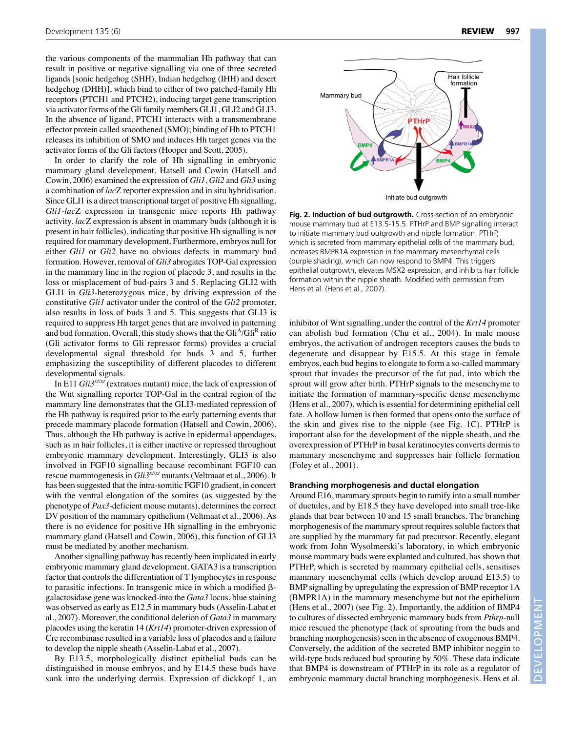the various components of the mammalian Hh pathway that can result in positive or negative signalling via one of three secreted ligands [sonic hedgehog (SHH), Indian hedgehog (IHH) and desert hedgehog (DHH)], which bind to either of two patched-family Hh receptors (PTCH1 and PTCH2), inducing target gene transcription via activator forms of the Gli family members GLI1, GLI2 and GLI3. In the absence of ligand, PTCH1 interacts with a transmembrane effector protein called smoothened (SMO); binding of Hh to PTCH1 releases its inhibition of SMO and induces Hh target genes via the activator forms of the Gli factors (Hooper and Scott, 2005).

In order to clarify the role of Hh signalling in embryonic mammary gland development, Hatsell and Cowin (Hatsell and Cowin, 2006) examined the expression of *Gli1*, *Gli2* and *Gli3* using a combination of *lac*Z reporter expression and in situ hybridisation. Since GLI1 is a direct transcriptional target of positive Hh signalling, *Gli1-lacZ* expression in transgenic mice reports Hh pathway activity. *lac*Z expression is absent in mammary buds (although it is present in hair follicles), indicating that positive Hh signalling is not required for mammary development. Furthermore, embryos null for either *Gli1* or *Gli2* have no obvious defects in mammary bud formation. However, removal of *Gli3* abrogates TOP-Gal expression in the mammary line in the region of placode 3, and results in the loss or misplacement of bud-pairs 3 and 5. Replacing GLI2 with GLI1 in *Gli3*-heterozygous mice, by driving expression of the constitutive *Gli1* activator under the control of the *Gli2* promoter, also results in loss of buds 3 and 5. This suggests that GLI3 is required to suppress Hh target genes that are involved in patterning and bud formation. Overall, this study shows that the $\text{Gli}^{A}/\text{Gli}^{R}$ ratio (Gli activator forms to Gli repressor forms) provides a crucial developmental signal threshold for buds 3 and 5, further emphasizing the susceptibility of different placodes to different developmental signals.

In E11 *Gli3*$^{xt/xt}$ (extratoes mutant) mice, the lack of expression of the Wnt signalling reporter TOP-Gal in the central region of the mammary line demonstrates that the GLI3-mediated repression of the Hh pathway is required prior to the early patterning events that precede mammary placode formation (Hatsell and Cowin, 2006). Thus, although the Hh pathway is active in epidermal appendages, such as in hair follicles, it is either inactive or repressed throughout embryonic mammary development. Interestingly, GLI3 is also involved in FGF10 signalling because recombinant FGF10 can rescue mammogenesis in *Gli3*$^{xt/xt}$ mutants (Veltmaat et al., 2006). It has been suggested that the intra-somitic FGF10 gradient, in concert with the ventral elongation of the somites (as suggested by the phenotype of *Pax3*-deficient mouse mutants), determines the correct DV position of the mammary epithelium (Veltmaat et al., 2006). As there is no evidence for positive Hh signalling in the embryonic mammary gland (Hatsell and Cowin, 2006), this function of GLI3 must be mediated by another mechanism.

Another signalling pathway has recently been implicated in early embryonic mammary gland development. GATA3 is a transcription factor that controls the differentiation of T lymphocytes in response to parasitic infections. In transgenic mice in which a modified β-galactosidase gene was knocked-into the *Gata3* locus, blue staining was observed as early as E12.5 in mammary buds (Asselin-Labat et al., 2007). Moreover, the conditional deletion of *Gata3* in mammary placodes using the keratin 14 (*Krt14*) promoter-driven expression of Cre recombinase resulted in a variable loss of placodes and a failure to develop the nipple sheath (Asselin-Labat et al., 2007).

By E13.5, morphologically distinct epithelial buds can be distinguished in mouse embryos, and by E14.5 these buds have sunk into the underlying dermis. Expression of dickkopf 1, an inhibitor of Wnt signalling, under the control of the *Krt14* promoter can abolish bud formation (Chu et al., 2004). In male mouse embryos, the activation of androgen receptors causes the buds to degenerate and disappear by E15.5. At this stage in female embryos, each bud begins to elongate to form a so-called mammary sprout that invades the precursor of the fat pad, into which the sprout will grow after birth. PTHrP signals to the mesenchyme to initiate the formation of mammary-specific dense mesenchyme (Hens et al., 2007), which is essential for determining epithelial cell fate. A hollow lumen is then formed that opens onto the surface of the skin and gives rise to the nipple (see Fig. 1C). PTHrP is important also for the development of the nipple sheath, and the overexpression of PTHrP in basal keratinocytes converts dermis to mammary mesenchyme and suppresses hair follicle formation (Foley et al., 2001).

**Fig. 2. Induction of bud outgrowth.** Cross-section of an embryonic mouse mammary bud at E13.5-15.5. PTHrP and BMP signalling interact to initiate mammary bud outgrowth and nipple formation. PTHrP, which is secreted from mammary epithelial cells of the mammary bud, increases BMPR1A expression in the mammary mesenchymal cells (purple shading), which can now respond to BMP4. This triggers epithelial outgrowth, elevates MSX2 expression, and inhibits hair follicle formation within the nipple sheath. Modified with permission from Hens et al. (Hens et al., 2007).

### Branching morphogenesis and ductal elongation

Around E16, mammary sprouts begin to ramify into a small number of ductules, and by E18.5 they have developed into small tree-like glands that bear between 10 and 15 small branches. The branching morphogenesis of the mammary sprout requires soluble factors that are supplied by the mammary fat pad precursor. Recently, elegant work from John Wysolmerski's laboratory, in which embryonic mouse mammary buds were explanted and cultured, has shown that PTHrP, which is secreted by mammary epithelial cells, sensitises mammary mesenchymal cells (which develop around E13.5) to BMP signalling by upregulating the expression of BMP receptor 1A (BMPR1A) in the mammary mesenchyme but not the epithelium (Hens et al., 2007) (see Fig. 2). Importantly, the addition of BMP4 to cultures of dissected embryonic mammary buds from *Pthrp*-null mice rescued the phenotype (lack of sprouting from the buds and branching morphogenesis) seen in the absence of exogenous BMP4. Conversely, the addition of the secreted BMP inhibitor noggin to wild-type buds reduced bud sprouting by 50%. These data indicate that BMP4 is downstream of PTHrP in its role as a regulator of embryonic mammary ductal branching morphogenesis. Hens et al.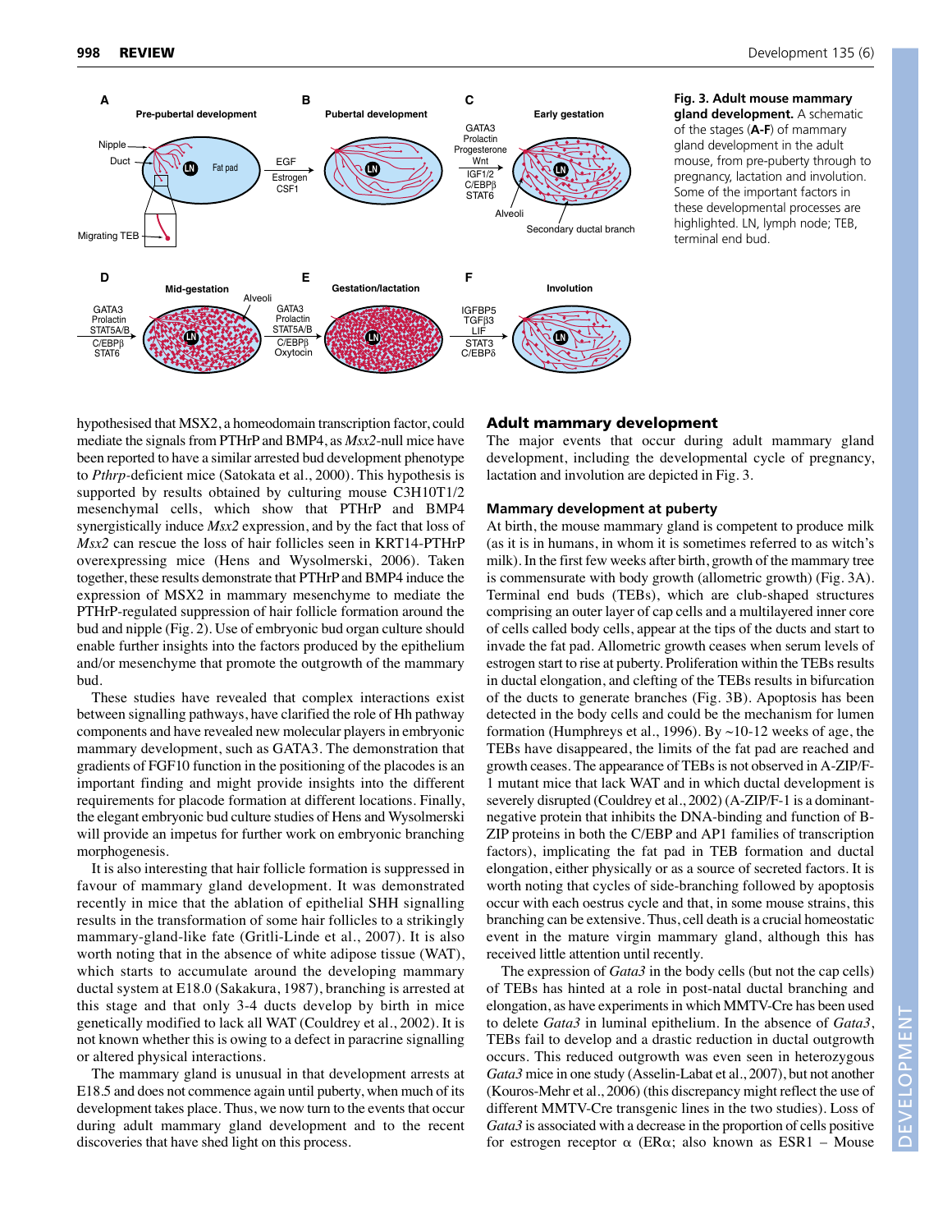**Fig. 3. Adult mouse mammary gland development.** A schematic of the stages (**A-F**) of mammary gland development in the adult mouse, from pre-puberty through to pregnancy, lactation and involution. Some of the important factors in these developmental processes are highlighted. LN, lymph node; TEB, terminal end bud.

hypothesised that MSX2, a homeodomain transcription factor, could mediate the signals from PTHrP and BMP4, as *Msx2*-null mice have been reported to have a similar arrested bud development phenotype to *Pthrp*-deficient mice (Satokata et al., 2000). This hypothesis is supported by results obtained by culturing mouse C3H10T1/2 mesenchymal cells, which show that PTHrP and BMP4 synergistically induce *Msx2* expression, and by the fact that loss of *Msx2* can rescue the loss of hair follicles seen in KRT14-PTHrP overexpressing mice (Hens and Wysolmerski, 2006). Taken together, these results demonstrate that PTHrP and BMP4 induce the expression of MSX2 in mammary mesenchyme to mediate the PTHrP-regulated suppression of hair follicle formation around the bud and nipple (Fig. 2). Use of embryonic bud organ culture should enable further insights into the factors produced by the epithelium and/or mesenchyme that promote the outgrowth of the mammary bud.

These studies have revealed that complex interactions exist between signalling pathways, have clarified the role of Hh pathway components and have revealed new molecular players in embryonic mammary development, such as GATA3. The demonstration that gradients of FGF10 function in the positioning of the placodes is an important finding and might provide insights into the different requirements for placode formation at different locations. Finally, the elegant embryonic bud culture studies of Hens and Wysolmerski will provide an impetus for further work on embryonic branching morphogenesis.

It is also interesting that hair follicle formation is suppressed in favour of mammary gland development. It was demonstrated recently in mice that the ablation of epithelial SHH signalling results in the transformation of some hair follicles to a strikingly mammary-gland-like fate (Gritli-Linde et al., 2007). It is also worth noting that in the absence of white adipose tissue (WAT), which starts to accumulate around the developing mammary ductal system at E18.0 (Sakakura, 1987), branching is arrested at this stage and that only 3-4 ducts develop by birth in mice genetically modified to lack all WAT (Couldrey et al., 2002). It is not known whether this is owing to a defect in paracrine signalling or altered physical interactions.

The mammary gland is unusual in that development arrests at E18.5 and does not commence again until puberty, when much of its development takes place. Thus, we now turn to the events that occur during adult mammary gland development and to the recent discoveries that have shed light on this process.

## Adult mammary development

The major events that occur during adult mammary gland development, including the developmental cycle of pregnancy, lactation and involution are depicted in Fig. 3.

### Mammary development at puberty

At birth, the mouse mammary gland is competent to produce milk (as it is in humans, in whom it is sometimes referred to as witch's milk). In the first few weeks after birth, growth of the mammary tree is commensurate with body growth (allometric growth) (Fig. 3A). Terminal end buds (TEBs), which are club-shaped structures comprising an outer layer of cap cells and a multilayered inner core of cells called body cells, appear at the tips of the ducts and start to invade the fat pad. Allometric growth ceases when serum levels of estrogen start to rise at puberty. Proliferation within the TEBs results in ductal elongation, and clefting of the TEBs results in bifurcation of the ducts to generate branches (Fig. 3B). Apoptosis has been detected in the body cells and could be the mechanism for lumen formation (Humphreys et al., 1996). By ~10-12 weeks of age, the TEBs have disappeared, the limits of the fat pad are reached and growth ceases. The appearance of TEBs is not observed in A-ZIP/F-1 mutant mice that lack WAT and in which ductal development is severely disrupted (Couldrey et al., 2002) (A-ZIP/F-1 is a dominant-negative protein that inhibits the DNA-binding and function of B-ZIP proteins in both the C/EBP and AP1 families of transcription factors), implicating the fat pad in TEB formation and ductal elongation, either physically or as a source of secreted factors. It is worth noting that cycles of side-branching followed by apoptosis occur with each oestrus cycle and that, in some mouse strains, this branching can be extensive. Thus, cell death is a crucial homeostatic event in the mature virgin mammary gland, although this has received little attention until recently.

The expression of *Gata3* in the body cells (but not the cap cells) of TEBs has hinted at a role in post-natal ductal branching and elongation, as have experiments in which MMTV-Cre has been used to delete *Gata3* in luminal epithelium. In the absence of *Gata3*, TEBs fail to develop and a drastic reduction in ductal outgrowth occurs. This reduced outgrowth was even seen in heterozygous *Gata3* mice in one study (Asselin-Labat et al., 2007), but not another (Kouros-Mehr et al., 2006) (this discrepancy might reflect the use of different MMTV-Cre transgenic lines in the two studies). Loss of *Gata3* is associated with a decrease in the proportion of cells positive for estrogen receptor α (ERα; also known as ESR1 – Mouse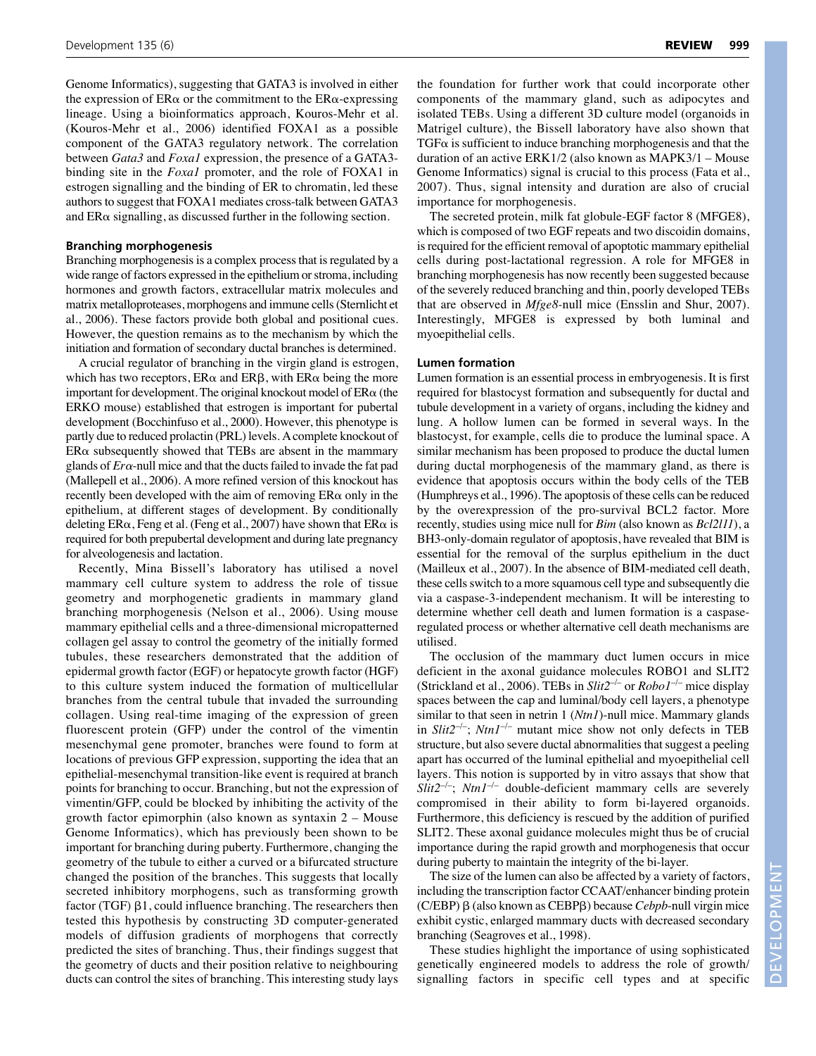Genome Informatics), suggesting that GATA3 is involved in either the expression of ERα or the commitment to the ERα-expressing lineage. Using a bioinformatics approach, Kouros-Mehr et al. (Kouros-Mehr et al., 2006) identified FOXA1 as a possible component of the GATA3 regulatory network. The correlation between *Gata3* and *Foxa1* expression, the presence of a GATA3-binding site in the *Foxa1* promoter, and the role of FOXA1 in estrogen signalling and the binding of ER to chromatin, led these authors to suggest that FOXA1 mediates cross-talk between GATA3 and ERα signalling, as discussed further in the following section.

### Branching morphogenesis

Branching morphogenesis is a complex process that is regulated by a wide range of factors expressed in the epithelium or stroma, including hormones and growth factors, extracellular matrix molecules and matrix metalloproteases, morphogens and immune cells (Sternlicht et al., 2006). These factors provide both global and positional cues. However, the question remains as to the mechanism by which the initiation and formation of secondary ductal branches is determined.

A crucial regulator of branching in the virgin gland is estrogen, which has two receptors, ERα and ERβ, with ERα being the more important for development. The original knockout model of ERα (the ERKO mouse) established that estrogen is important for pubertal development (Bocchinfuso et al., 2000). However, this phenotype is partly due to reduced prolactin (PRL) levels. A complete knockout of ERα subsequently showed that TEBs are absent in the mammary glands of *Erα*-null mice and that the ducts failed to invade the fat pad (Mallepell et al., 2006). A more refined version of this knockout has recently been developed with the aim of removing ERα only in the epithelium, at different stages of development. By conditionally deleting ERα, Feng et al. (Feng et al., 2007) have shown that ERα is required for both prepubertal development and during late pregnancy for alveologenesis and lactation.

Recently, Mina Bissell's laboratory has utilised a novel mammary cell culture system to address the role of tissue geometry and morphogenetic gradients in mammary gland branching morphogenesis (Nelson et al., 2006). Using mouse mammary epithelial cells and a three-dimensional micropatterned collagen gel assay to control the geometry of the initially formed tubules, these researchers demonstrated that the addition of epidermal growth factor (EGF) or hepatocyte growth factor (HGF) to this culture system induced the formation of multicellular branches from the central tubule that invaded the surrounding collagen. Using real-time imaging of the expression of green fluorescent protein (GFP) under the control of the vimentin mesenchymal gene promoter, branches were found to form at locations of previous GFP expression, supporting the idea that an epithelial-mesenchymal transition-like event is required at branch points for branching to occur. Branching, but not the expression of vimentin/GFP, could be blocked by inhibiting the activity of the growth factor epimorphin (also known as syntaxin 2 – Mouse Genome Informatics), which has previously been shown to be important for branching during puberty. Furthermore, changing the geometry of the tubule to either a curved or a bifurcated structure changed the position of the branches. This suggests that locally secreted inhibitory morphogens, such as transforming growth factor (TGF) β1, could influence branching. The researchers then tested this hypothesis by constructing 3D computer-generated models of diffusion gradients of morphogens that correctly predicted the sites of branching. Thus, their findings suggest that the geometry of ducts and their position relative to neighbouring ducts can control the sites of branching. This interesting study lays the foundation for further work that could incorporate other components of the mammary gland, such as adipocytes and isolated TEBs. Using a different 3D culture model (organoids in Matrigel culture), the Bissell laboratory have also shown that TGFα is sufficient to induce branching morphogenesis and that the duration of an active ERK1/2 (also known as MAPK3/1 – Mouse Genome Informatics) signal is crucial to this process (Fata et al., 2007). Thus, signal intensity and duration are also of crucial importance for morphogenesis.

The secreted protein, milk fat globule-EGF factor 8 (MFGE8), which is composed of two EGF repeats and two discoidin domains, is required for the efficient removal of apoptotic mammary epithelial cells during post-lactational regression. A role for MFGE8 in branching morphogenesis has now recently been suggested because of the severely reduced branching and thin, poorly developed TEBs that are observed in *Mfge8*-null mice (Ensslin and Shur, 2007). Interestingly, MFGE8 is expressed by both luminal and myoepithelial cells.

### Lumen formation

Lumen formation is an essential process in embryogenesis. It is first required for blastocyst formation and subsequently for ductal and tubule development in a variety of organs, including the kidney and lung. A hollow lumen can be formed in several ways. In the blastocyst, for example, cells die to produce the luminal space. A similar mechanism has been proposed to produce the ductal lumen during ductal morphogenesis of the mammary gland, as there is evidence that apoptosis occurs within the body cells of the TEB (Humphreys et al., 1996). The apoptosis of these cells can be reduced by the overexpression of the pro-survival BCL2 factor. More recently, studies using mice null for *Bim* (also known as *Bcl2l11*), a BH3-only-domain regulator of apoptosis, have revealed that BIM is essential for the removal of the surplus epithelium in the duct (Mailleux et al., 2007). In the absence of BIM-mediated cell death, these cells switch to a more squamous cell type and subsequently die via a caspase-3-independent mechanism. It will be interesting to determine whether cell death and lumen formation is a caspase-regulated process or whether alternative cell death mechanisms are utilised.

The occlusion of the mammary duct lumen occurs in mice deficient in the axonal guidance molecules ROBO1 and SLIT2 (Strickland et al., 2006). TEBs in *Slit2*$^{-/-}$ or *Robo1*$^{-/-}$ mice display spaces between the cap and luminal/body cell layers, a phenotype similar to that seen in netrin 1 (*Ntn1*)-null mice. Mammary glands in *Slit2*$^{-/-}$; *Ntn1*$^{-/-}$ mutant mice show not only defects in TEB structure, but also severe ductal abnormalities that suggest a peeling apart has occurred of the luminal epithelial and myoepithelial cell layers. This notion is supported by in vitro assays that show that *Slit2*$^{-/-}$; *Ntn1*$^{-/-}$ double-deficient mammary cells are severely compromised in their ability to form bi-layered organoids. Furthermore, this deficiency is rescued by the addition of purified SLIT2. These axonal guidance molecules might thus be of crucial importance during the rapid growth and morphogenesis that occur during puberty to maintain the integrity of the bi-layer.

The size of the lumen can also be affected by a variety of factors, including the transcription factor CCAAT/enhancer binding protein (C/EBP) β (also known as CEBPβ) because *Cebpb*-null virgin mice exhibit cystic, enlarged mammary ducts with decreased secondary branching (Seagroves et al., 1998).

These studies highlight the importance of using sophisticated genetically engineered models to address the role of growth/signalling factors in specific cell types and at specific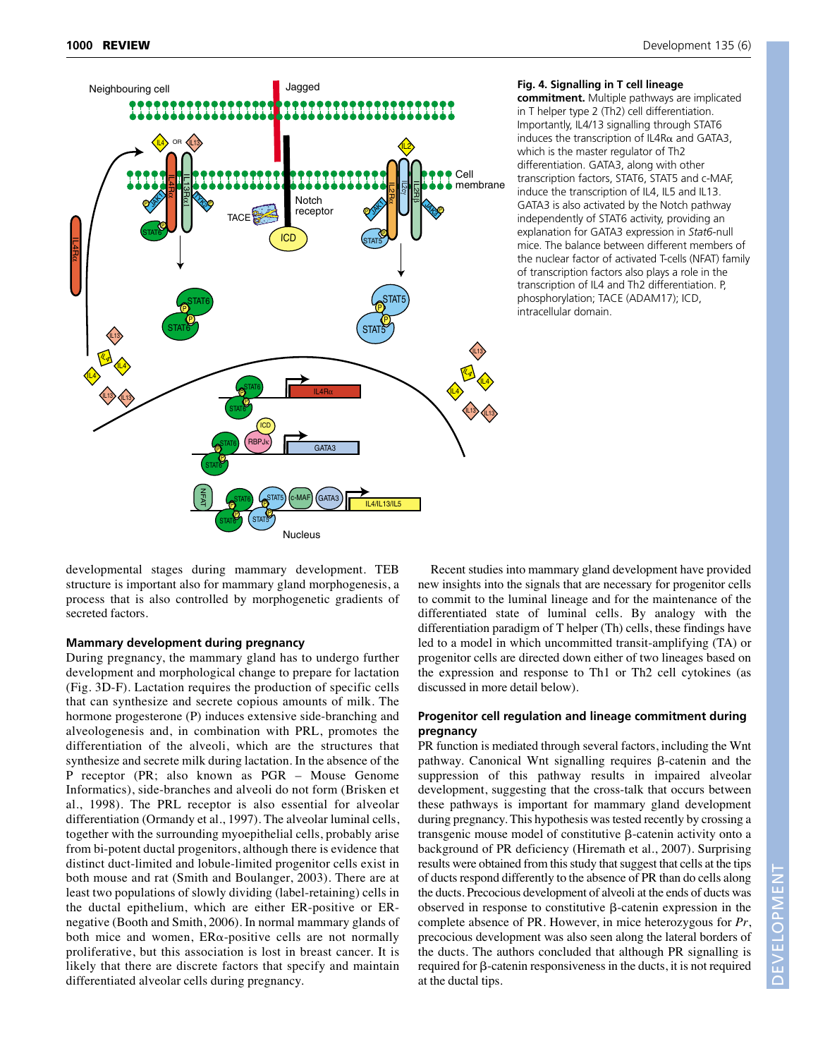**Fig. 4. Signalling in T cell lineage commitment.** Multiple pathways are implicated in T helper type 2 (Th2) cell differentiation. Importantly, IL4/13 signalling through STAT6 induces the transcription of IL4Rα and GATA3, which is the master regulator of Th2 differentiation. GATA3, along with other transcription factors, STAT6, STAT5 and c-MAF, induce the transcription of IL4, IL5 and IL13. GATA3 is also activated by the Notch pathway independently of STAT6 activity, providing an explanation for GATA3 expression in *Stat6*-null mice. The balance between different members of the nuclear factor of activated T-cells (NFAT) family of transcription factors also plays a role in the transcription of IL4 and Th2 differentiation. P, phosphorylation; TACE (ADAM17); ICD, intracellular domain.

developmental stages during mammary development. TEB structure is important also for mammary gland morphogenesis, a process that is also controlled by morphogenetic gradients of secreted factors.

### Mammary development during pregnancy

During pregnancy, the mammary gland has to undergo further development and morphological change to prepare for lactation (Fig. 3D-F). Lactation requires the production of specific cells that can synthesize and secrete copious amounts of milk. The hormone progesterone (P) induces extensive side-branching and alveologenesis and, in combination with PRL, promotes the differentiation of the alveoli, which are the structures that synthesize and secrete milk during lactation. In the absence of the P receptor (PR; also known as PGR – Mouse Genome Informatics), side-branches and alveoli do not form (Brisken et al., 1998). The PRL receptor is also essential for alveolar differentiation (Ormandy et al., 1997). The alveolar luminal cells, together with the surrounding myoepithelial cells, probably arise from bi-potent ductal progenitors, although there is evidence that distinct duct-limited and lobule-limited progenitor cells exist in both mouse and rat (Smith and Boulanger, 2003). There are at least two populations of slowly dividing (label-retaining) cells in the ductal epithelium, which are either ER-positive or ER-negative (Booth and Smith, 2006). In normal mammary glands of both mice and women, ERα-positive cells are not normally proliferative, but this association is lost in breast cancer. It is likely that there are discrete factors that specify and maintain differentiated alveolar cells during pregnancy.

Recent studies into mammary gland development have provided new insights into the signals that are necessary for progenitor cells to commit to the luminal lineage and for the maintenance of the differentiated state of luminal cells. By analogy with the differentiation paradigm of T helper (Th) cells, these findings have led to a model in which uncommitted transit-amplifying (TA) or progenitor cells are directed down either of two lineages based on the expression and response to Th1 or Th2 cell cytokines (as discussed in more detail below).

### Progenitor cell regulation and lineage commitment during pregnancy

PR function is mediated through several factors, including the Wnt pathway. Canonical Wnt signalling requires β-catenin and the suppression of this pathway results in impaired alveolar development, suggesting that the cross-talk that occurs between these pathways is important for mammary gland development during pregnancy. This hypothesis was tested recently by crossing a transgenic mouse model of constitutive β-catenin activity onto a background of PR deficiency (Hiremath et al., 2007). Surprising results were obtained from this study that suggest that cells at the tips of ducts respond differently to the absence of PR than do cells along the ducts. Precocious development of alveoli at the ends of ducts was observed in response to constitutive β-catenin expression in the complete absence of PR. However, in mice heterozygous for *Pr*, precocious development was also seen along the lateral borders of the ducts. The authors concluded that although PR signalling is required for β-catenin responsiveness in the ducts, it is not required at the ductal tips.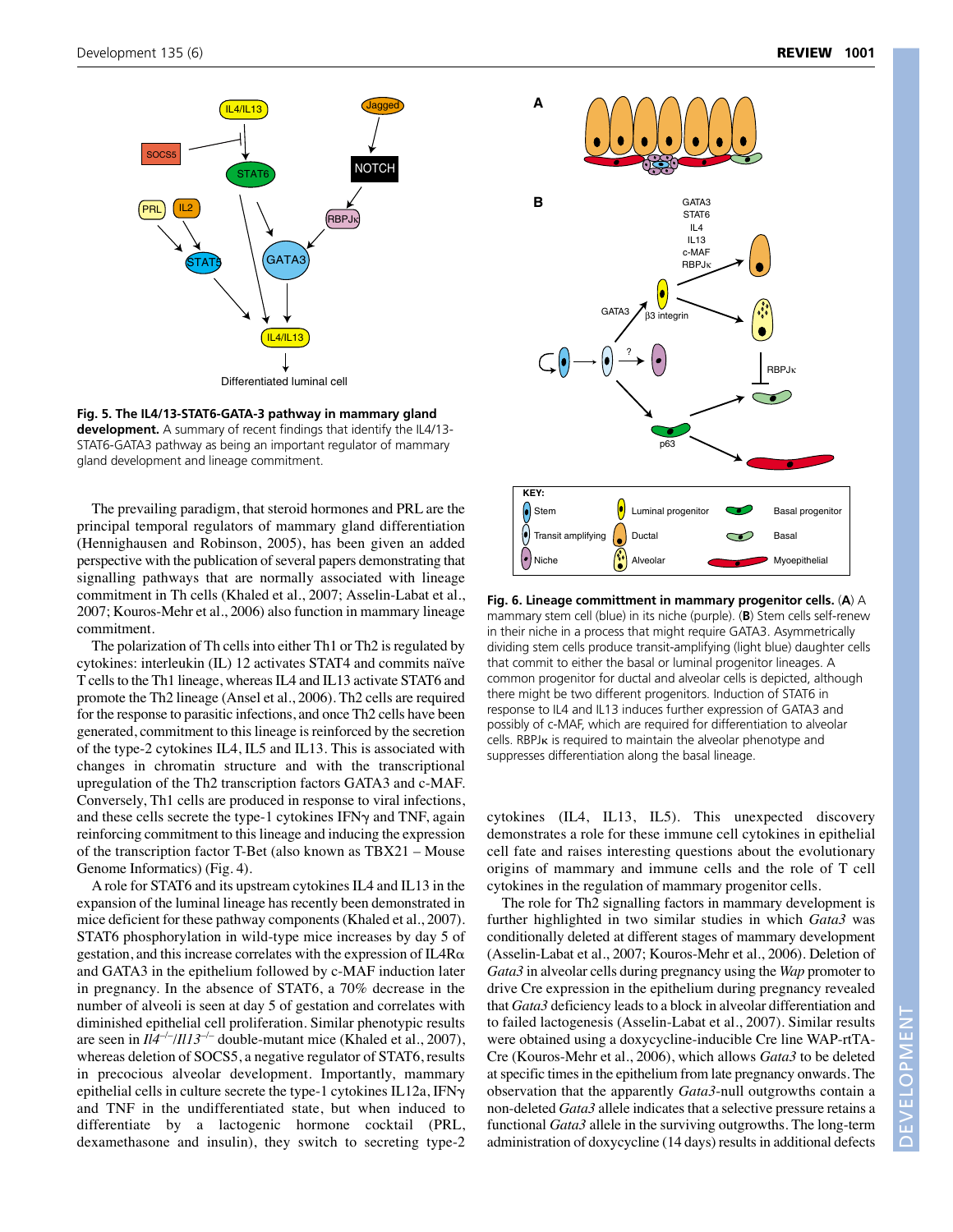**Fig. 5. The IL4/13-STAT6-GATA-3 pathway in mammary gland development.** A summary of recent findings that identify the IL4/13-STAT6-GATA3 pathway as being an important regulator of mammary gland development and lineage commitment.

The prevailing paradigm, that steroid hormones and PRL are the principal temporal regulators of mammary gland differentiation (Hennighausen and Robinson, 2005), has been given an added perspective with the publication of several papers demonstrating that signalling pathways that are normally associated with lineage commitment in Th cells (Khaled et al., 2007; Asselin-Labat et al., 2007; Kouros-Mehr et al., 2006) also function in mammary lineage commitment.

The polarization of Th cells into either Th1 or Th2 is regulated by cytokines: interleukin (IL) 12 activates STAT4 and commits naïve T cells to the Th1 lineage, whereas IL4 and IL13 activate STAT6 and promote the Th2 lineage (Ansel et al., 2006). Th2 cells are required for the response to parasitic infections, and once Th2 cells have been generated, commitment to this lineage is reinforced by the secretion of the type-2 cytokines IL4, IL5 and IL13. This is associated with changes in chromatin structure and with the transcriptional upregulation of the Th2 transcription factors GATA3 and c-MAF. Conversely, Th1 cells are produced in response to viral infections, and these cells secrete the type-1 cytokines IFNγ and TNF, again reinforcing commitment to this lineage and inducing the expression of the transcription factor T-Bet (also known as TBX21 – Mouse Genome Informatics) (Fig. 4).

A role for STAT6 and its upstream cytokines IL4 and IL13 in the expansion of the luminal lineage has recently been demonstrated in mice deficient for these pathway components (Khaled et al., 2007). STAT6 phosphorylation in wild-type mice increases by day 5 of gestation, and this increase correlates with the expression of IL4Rα and GATA3 in the epithelium followed by c-MAF induction later in pregnancy. In the absence of STAT6, a 70% decrease in the number of alveoli is seen at day 5 of gestation and correlates with diminished epithelial cell proliferation. Similar phenotypic results are seen in *Il4*$^{-/-}$/*Il13*$^{-/-}$ double-mutant mice (Khaled et al., 2007), whereas deletion of SOCS5, a negative regulator of STAT6, results in precocious alveolar development. Importantly, mammary epithelial cells in culture secrete the type-1 cytokines IL12a, IFNγ and TNF in the undifferentiated state, but when induced to differentiate by a lactogenic hormone cocktail (PRL, dexamethasone and insulin), they switch to secreting type-2 cytokines (IL4, IL13, IL5). This unexpected discovery demonstrates a role for these immune cell cytokines in epithelial cell fate and raises interesting questions about the evolutionary origins of mammary and immune cells and the role of T cell cytokines in the regulation of mammary progenitor cells.

**Fig. 6. Lineage committment in mammary progenitor cells.** (**A**) A mammary stem cell (blue) in its niche (purple). (**B**) Stem cells self-renew in their niche in a process that might require GATA3. Asymmetrically dividing stem cells produce transit-amplifying (light blue) daughter cells that commit to either the basal or luminal progenitor lineages. A common progenitor for ductal and alveolar cells is depicted, although there might be two different progenitors. Induction of STAT6 in response to IL4 and IL13 induces further expression of GATA3 and possibly of c-MAF, which are required for differentiation to alveolar cells. RBPJκ is required to maintain the alveolar phenotype and suppresses differentiation along the basal lineage.

The role for Th2 signalling factors in mammary development is further highlighted in two similar studies in which *Gata3* was conditionally deleted at different stages of mammary development (Asselin-Labat et al., 2007; Kouros-Mehr et al., 2006). Deletion of *Gata3* in alveolar cells during pregnancy using the *Wap* promoter to drive Cre expression in the epithelium during pregnancy revealed that *Gata3* deficiency leads to a block in alveolar differentiation and to failed lactogenesis (Asselin-Labat et al., 2007). Similar results were obtained using a doxycycline-inducible Cre line WAP-rtTA-Cre (Kouros-Mehr et al., 2006), which allows *Gata3* to be deleted at specific times in the epithelium from late pregnancy onwards. The observation that the apparently *Gata3*-null outgrowths contain a non-deleted *Gata3* allele indicates that a selective pressure retains a functional *Gata3* allele in the surviving outgrowths. The long-term administration of doxycycline (14 days) results in additional defects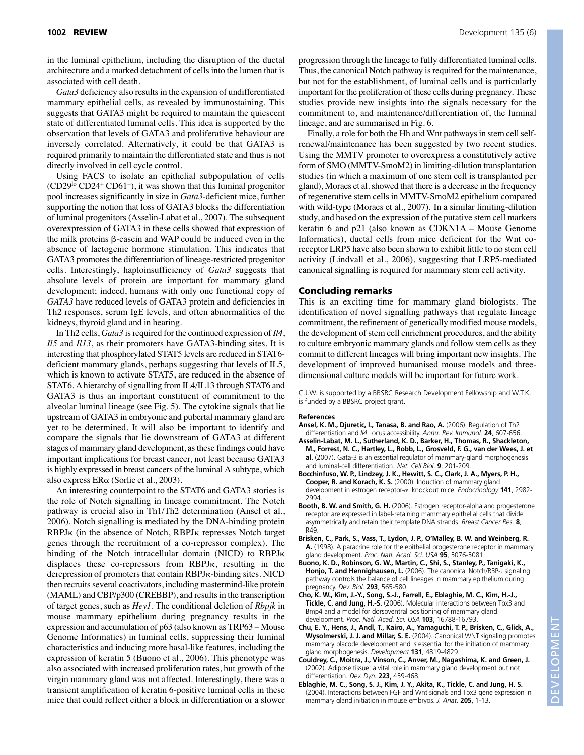in the luminal epithelium, including the disruption of the ductal architecture and a marked detachment of cells into the lumen that is associated with cell death.

*Gata3* deficiency also results in the expansion of undifferentiated mammary epithelial cells, as revealed by immunostaining. This suggests that GATA3 might be required to maintain the quiescent state of differentiated luminal cells. This idea is supported by the observation that levels of GATA3 and proliferative behaviour are inversely correlated. Alternatively, it could be that GATA3 is required primarily to maintain the differentiated state and thus is not directly involved in cell cycle control.

Using FACS to isolate an epithelial subpopulation of cells ($CD29^{lo}$ $CD24^{+}$ $CD61^{+}$), it was shown that this luminal progenitor pool increases significantly in size in *Gata3*-deficient mice, further supporting the notion that loss of GATA3 blocks the differentiation of luminal progenitors (Asselin-Labat et al., 2007). The subsequent overexpression of GATA3 in these cells showed that expression of the milk proteins β-casein and WAP could be induced even in the absence of lactogenic hormone stimulation. This indicates that GATA3 promotes the differentiation of lineage-restricted progenitor cells. Interestingly, haploinsufficiency of *Gata3* suggests that absolute levels of protein are important for mammary gland development; indeed, humans with only one functional copy of *GATA3* have reduced levels of GATA3 protein and deficiencies in Th2 responses, serum IgE levels, and often abnormalities of the kidneys, thyroid gland and in hearing.

In Th2 cells, *Gata3* is required for the continued expression of *Il4*, *Il5* and *Il13*, as their promoters have GATA3-binding sites. It is interesting that phosphorylated STAT5 levels are reduced in STAT6-deficient mammary glands, perhaps suggesting that levels of IL5, which is known to activate STAT5, are reduced in the absence of STAT6. A hierarchy of signalling from IL4/IL13 through STAT6 and GATA3 is thus an important constituent of commitment to the alveolar luminal lineage (see Fig. 5). The cytokine signals that lie upstream of GATA3 in embryonic and pubertal mammary gland are yet to be determined. It will also be important to identify and compare the signals that lie downstream of GATA3 at different stages of mammary gland development, as these findings could have important implications for breast cancer, not least because GATA3 is highly expressed in breast cancers of the luminal A subtype, which also express ERα (Sorlie et al., 2003).

An interesting counterpoint to the STAT6 and GATA3 stories is the role of Notch signalling in lineage commitment. The Notch pathway is crucial also in Th1/Th2 determination (Ansel et al., 2006). Notch signalling is mediated by the DNA-binding protein RBPJκ (in the absence of Notch, RBPJκ represses Notch target genes through the recruitment of a co-repressor complex). The binding of the Notch intracellular domain (NICD) to RBPJκ displaces these co-repressors from RBPJκ, resulting in the derepression of promoters that contain RBPJκ-binding sites. NICD then recruits several coactivators, including mastermind-like protein (MAML) and CBP/p300 (CREBBP), and results in the transcription of target genes, such as *Hey1*. The conditional deletion of *Rbpjk* in mouse mammary epithelium during pregnancy results in the expression and accumulation of p63 (also known as TRP63 – Mouse Genome Informatics) in luminal cells, suppressing their luminal characteristics and inducing more basal-like features, including the expression of keratin 5 (Buono et al., 2006). This phenotype was also associated with increased proliferation rates, but growth of the virgin mammary gland was not affected. Interestingly, there was a transient amplification of keratin 6-positive luminal cells in these mice that could reflect either a block in differentiation or a slower progression through the lineage to fully differentiated luminal cells. Thus, the canonical Notch pathway is required for the maintenance, but not for the establishment, of luminal cells and is particularly important for the proliferation of these cells during pregnancy. These studies provide new insights into the signals necessary for the commitment to, and maintenance/differentiation of, the luminal lineage, and are summarised in Fig. 6.

Finally, a role for both the Hh and Wnt pathways in stem cell self-renewal/maintenance has been suggested by two recent studies. Using the MMTV promoter to overexpress a constitutively active form of SMO (MMTV-SmoM2) in limiting-dilution transplantation studies (in which a maximum of one stem cell is transplanted per gland), Moraes et al. showed that there is a decrease in the frequency of regenerative stem cells in MMTV-SmoM2 epithelium compared with wild-type (Moraes et al., 2007). In a similar limiting-dilution study, and based on the expression of the putative stem cell markers keratin 6 and p21 (also known as CDKN1A – Mouse Genome Informatics), ductal cells from mice deficient for the Wnt co-receptor LRP5 have also been shown to exhibit little to no stem cell activity (Lindvall et al., 2006), suggesting that LRP5-mediated canonical signalling is required for mammary stem cell activity.

## Concluding remarks

This is an exciting time for mammary gland biologists. The identification of novel signalling pathways that regulate lineage commitment, the refinement of genetically modified mouse models, the development of stem cell enrichment procedures, and the ability to culture embryonic mammary glands and follow stem cells as they commit to different lineages will bring important new insights. The development of improved humanised mouse models and three-dimensional culture models will be important for future work.

C.J.W. is supported by a BBSRC Research Development Fellowship and W.T.K. is funded by a BBSRC project grant.

### References

**Ansel, K. M., Djuretic, I., Tanasa, B. and Rao, A.** (2006). Regulation of Th2 differentiation and *Il4* Locus accessibility. *Annu. Rev. Immunol.* **24**, 607-656.

**Asselin-Labat, M. L., Sutherland, K. D., Barker, H., Thomas, R., Shackleton, M., Forrest, N. C., Hartley, L., Robb, L., Grosveld, F. G., van der Wees, J. et al.** (2007). Gata-3 is an essential regulator of mammary-gland morphogenesis and luminal-cell differentiation. *Nat. Cell Biol.* **9**, 201-209.

**Bocchinfuso, W. P., Lindzey, J. K., Hewitt, S. C., Clark, J. A., Myers, P. H., Cooper, R. and Korach, K. S.** (2000). Induction of mammary gland development in estrogen receptor-α knockout mice. *Endocrinology* **141**, 2982-2994.

**Booth, B. W. and Smith, G. H.** (2006). Estrogen receptor-alpha and progesterone receptor are expressed in label-retaining mammary epithelial cells that divide asymmetrically and retain their template DNA strands. *Breast Cancer Res.* **8**, R49.

**Brisken, C., Park, S., Vass, T., Lydon, J. P., O'Malley, B. W. and Weinberg, R. A.** (1998). A paracrine role for the epithelial progesterone receptor in mammary gland development. *Proc. Natl. Acad. Sci. USA* **95**, 5076-5081.

**Buono, K. D., Robinson, G. W., Martin, C., Shi, S., Stanley, P., Tanigaki, K., Honjo, T. and Hennighausen, L.** (2006). The canonical Notch/RBP-J signaling pathway controls the balance of cell lineages in mammary epithelium during pregnancy. *Dev. Biol.* **293**, 565-580.

**Cho, K. W., Kim, J.-Y., Song, S.-J., Farrell, E., Eblaghie, M. C., Kim, H.-J., Tickle, C. and Jung, H.-S.** (2006). Molecular interactions between Tbx3 and Bmp4 and a model for dorsoventral positioning of mammary gland development. *Proc. Natl. Acad. Sci. USA* **103**, 16788-16793.

**Chu, E. Y., Hens, J., Andl, T., Kairo, A., Yamaguchi, T. P., Brisken, C., Glick, A., Wysolmerski, J. J. and Millar, S. E.** (2004). Canonical WNT signaling promotes mammary placode development and is essential for the initiation of mammary gland morphogenesis. *Development* **131**, 4819-4829.

**Couldrey, C., Moitra, J., Vinson, C., Anver, M., Nagashima, K. and Green, J.** (2002). Adipose tissue: a vital role in mammary gland development but not differentiation. *Dev. Dyn.* **223**, 459-468.

**Eblaghie, M. C., Song, S. J., Kim, J. Y., Akita, K., Tickle, C. and Jung, H. S.** (2004). Interactions between FGF and Wnt signals and Tbx3 gene expression in mammary gland initiation in mouse embryos. *J. Anat.* **205**, 1-13.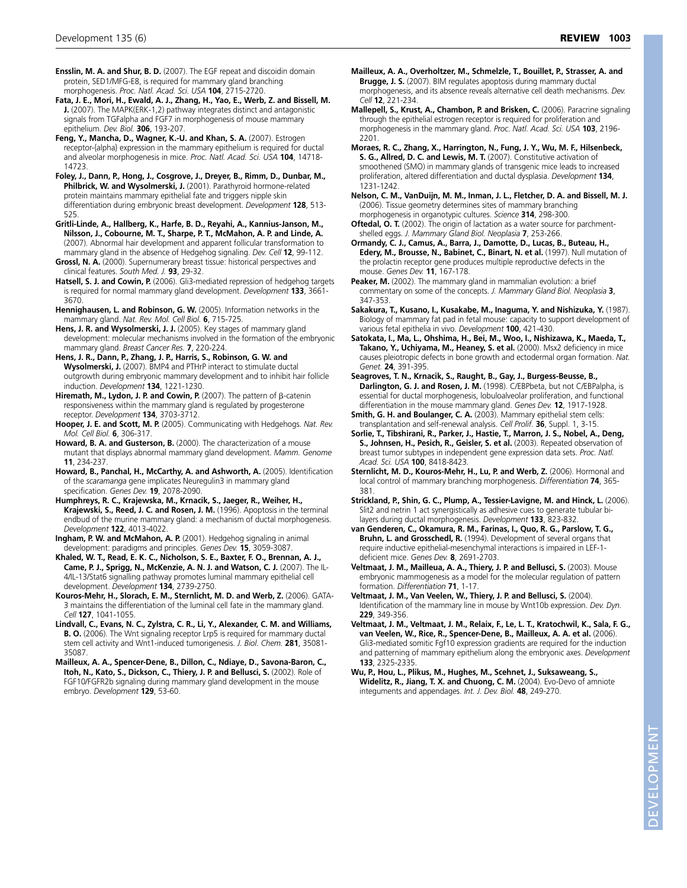**Ensslin, M. A. and Shur, B. D.** (2007). The EGF repeat and discoidin domain protein, SED1/MFG-E8, is required for mammary gland branching morphogenesis. *Proc. Natl. Acad. Sci. USA* **104**, 2715-2720.

**Fata, J. E., Mori, H., Ewald, A. J., Zhang, H., Yao, E., Werb, Z. and Bissell, M. J.** (2007). The MAPK(ERK-1,2) pathway integrates distinct and antagonistic signals from TGFalpha and FGF7 in morphogenesis of mouse mammary epithelium. *Dev. Biol.* **306**, 193-207.

**Feng, Y., Mancha, D., Wagner, K.-U. and Khan, S. A.** (2007). Estrogen receptor-{alpha} expression in the mammary epithelium is required for ductal and alveolar morphogenesis in mice. *Proc. Natl. Acad. Sci. USA* **104**, 14718-14723.

**Foley, J., Dann, P., Hong, J., Cosgrove, J., Dreyer, B., Rimm, D., Dunbar, M., Philbrick, W. and Wysolmerski, J.** (2001). Parathyroid hormone-related protein maintains mammary epithelial fate and triggers nipple skin differentiation during embryonic breast development. *Development* **128**, 513-525.

**Gritli-Linde, A., Hallberg, K., Harfe, B. D., Reyahi, A., Kannius-Janson, M., Nilsson, J., Cobourne, M. T., Sharpe, P. T., McMahon, A. P. and Linde, A.** (2007). Abnormal hair development and apparent follicular transformation to mammary gland in the absence of Hedgehog signaling. *Dev. Cell* **12**, 99-112.

**Grossl, N. A.** (2000). Supernumerary breast tissue: historical perspectives and clinical features. *South Med. J.* **93**, 29-32.

**Hatsell, S. J. and Cowin, P.** (2006). Gli3-mediated repression of hedgehog targets is required for normal mammary gland development. *Development* **133**, 3661-3670.

**Hennighausen, L. and Robinson, G. W.** (2005). Information networks in the mammary gland. *Nat. Rev. Mol. Cell Biol.* **6**, 715-725.

**Hens, J. R. and Wysolmerski, J. J.** (2005). Key stages of mammary gland development: molecular mechanisms involved in the formation of the embryonic mammary gland. *Breast Cancer Res.* **7**, 220-224.

**Hens, J. R., Dann, P., Zhang, J. P., Harris, S., Robinson, G. W. and Wysolmerski, J.** (2007). BMP4 and PTHrP interact to stimulate ductal outgrowth during embryonic mammary development and to inhibit hair follicle induction. *Development* **134**, 1221-1230.

**Hiremath, M., Lydon, J. P. and Cowin, P.** (2007). The pattern of β-catenin responsiveness within the mammary gland is regulated by progesterone receptor. *Development* **134**, 3703-3712.

**Hooper, J. E. and Scott, M. P.** (2005). Communicating with Hedgehogs. *Nat. Rev. Mol. Cell Biol.* **6**, 306-317.

**Howard, B. A. and Gusterson, B.** (2000). The characterization of a mouse mutant that displays abnormal mammary gland development. *Mamm. Genome* **11**, 234-237.

**Howard, B., Panchal, H., McCarthy, A. and Ashworth, A.** (2005). Identification of the *scaramanga* gene implicates Neuregulin3 in mammary gland specification. *Genes Dev.* **19**, 2078-2090.

**Humphreys, R. C., Krajewska, M., Krnacik, S., Jaeger, R., Weiher, H., Krajewski, S., Reed, J. C. and Rosen, J. M.** (1996). Apoptosis in the terminal endbud of the murine mammary gland: a mechanism of ductal morphogenesis. *Development* **122**, 4013-4022.

**Ingham, P. W. and McMahon, A. P.** (2001). Hedgehog signaling in animal development: paradigms and principles. *Genes Dev.* **15**, 3059-3087.

**Khaled, W. T., Read, E. K. C., Nicholson, S. E., Baxter, F. O., Brennan, A. J., Came, P. J., Sprigg, N., McKenzie, A. N. J. and Watson, C. J.** (2007). The IL-4/IL-13/Stat6 signalling pathway promotes luminal mammary epithelial cell development. *Development* **134**, 2739-2750.

**Kouros-Mehr, H., Slorach, E. M., Sternlicht, M. D. and Werb, Z.** (2006). GATA-3 maintains the differentiation of the luminal cell fate in the mammary gland. *Cell* **127**, 1041-1055.

**Lindvall, C., Evans, N. C., Zylstra, C. R., Li, Y., Alexander, C. M. and Williams, B. O.** (2006). The Wnt signaling receptor Lrp5 is required for mammary ductal stem cell activity and Wnt1-induced tumorigenesis. *J. Biol. Chem.* **281**, 35081-35087.

**Mailleux, A. A., Spencer-Dene, B., Dillon, C., Ndiaye, D., Savona-Baron, C., Itoh, N., Kato, S., Dickson, C., Thiery, J. P. and Bellusci, S.** (2002). Role of FGF10/FGFR2b signaling during mammary gland development in the mouse embryo. *Development* **129**, 53-60.

**Mailleux, A. A., Overholtzer, M., Schmelzle, T., Bouillet, P., Strasser, A. and Brugge, J. S.** (2007). BIM regulates apoptosis during mammary ductal morphogenesis, and its absence reveals alternative cell death mechanisms. *Dev. Cell* **12**, 221-234.

**Mallepell, S., Krust, A., Chambon, P. and Brisken, C.** (2006). Paracrine signaling through the epithelial estrogen receptor is required for proliferation and morphogenesis in the mammary gland. *Proc. Natl. Acad. Sci. USA* **103**, 2196-2201.

**Moraes, R. C., Zhang, X., Harrington, N., Fung, J. Y., Wu, M. F., Hilsenbeck, S. G., Allred, D. C. and Lewis, M. T.** (2007). Constitutive activation of smoothened (SMO) in mammary glands of transgenic mice leads to increased proliferation, altered differentiation and ductal dysplasia. *Development* **134**, 1231-1242.

**Nelson, C. M., VanDuijn, M. M., Inman, J. L., Fletcher, D. A. and Bissell, M. J.** (2006). Tissue geometry determines sites of mammary branching morphogenesis in organotypic cultures. *Science* **314**, 298-300.

**Oftedal, O. T.** (2002). The origin of lactation as a water source for parchment-shelled eggs. *J. Mammary Gland Biol. Neoplasia* **7**, 253-266.

**Ormandy, C. J., Camus, A., Barra, J., Damotte, D., Lucas, B., Buteau, H., Edery, M., Brousse, N., Babinet, C., Binart, N. et al.** (1997). Null mutation of the prolactin receptor gene produces multiple reproductive defects in the mouse. *Genes Dev.* **11**, 167-178.

**Peaker, M.** (2002). The mammary gland in mammalian evolution: a brief commentary on some of the concepts. *J. Mammary Gland Biol. Neoplasia* **3**, 347-353.

**Sakakura, T., Kusano, I., Kusakabe, M., Inaguma, Y. and Nishizuka, Y.** (1987). Biology of mammary fat pad in fetal mouse: capacity to support development of various fetal epithelia in vivo. *Development* **100**, 421-430.

**Satokata, I., Ma, L., Ohshima, H., Bei, M., Woo, I., Nishizawa, K., Maeda, T., Takano, Y., Uchiyama, M., Heaney, S. et al.** (2000). Msx2 deficiency in mice causes pleiotropic defects in bone growth and ectodermal organ formation. *Nat. Genet.* **24**, 391-395.

**Seagroves, T. N., Krnacik, S., Raught, B., Gay, J., Burgess-Beusse, B., Darlington, G. J. and Rosen, J. M.** (1998). C/EBPbeta, but not C/EBPalpha, is essential for ductal morphogenesis, lobuloalveolar proliferation, and functional differentiation in the mouse mammary gland. *Genes Dev.* **12**, 1917-1928.

**Smith, G. H. and Boulanger, C. A.** (2003). Mammary epithelial stem cells: transplantation and self-renewal analysis. *Cell Prolif.* **36**, Suppl. 1, 3-15.

**Sorlie, T., Tibshirani, R., Parker, J., Hastie, T., Marron, J. S., Nobel, A., Deng, S., Johnsen, H., Pesich, R., Geisler, S. et al.** (2003). Repeated observation of breast tumor subtypes in independent gene expression data sets. *Proc. Natl. Acad. Sci. USA* **100**, 8418-8423.

**Sternlicht, M. D., Kouros-Mehr, H., Lu, P. and Werb, Z.** (2006). Hormonal and local control of mammary branching morphogenesis. *Differentiation* **74**, 365-381.

**Strickland, P., Shin, G. C., Plump, A., Tessier-Lavigne, M. and Hinck, L.** (2006). Slit2 and netrin 1 act synergistically as adhesive cues to generate tubular bi-layers during ductal morphogenesis. *Development* **133**, 823-832.

**van Genderen, C., Okamura, R. M., Farinas, I., Quo, R. G., Parslow, T. G., Bruhn, L. and Grosschedl, R.** (1994). Development of several organs that require inductive epithelial-mesenchymal interactions is impaired in LEF-1-deficient mice. *Genes Dev.* **8**, 2691-2703.

**Veltmaat, J. M., Mailleua, A. A., Thiery, J. P. and Bellusci, S.** (2003). Mouse embryonic mammogenesis as a model for the molecular regulation of pattern formation. *Differentiation* **71**, 1-17.

**Veltmaat, J. M., Van Veelen, W., Thiery, J. P. and Bellusci, S.** (2004). Identification of the mammary line in mouse by Wnt10b expression. *Dev. Dyn.* **229**, 349-356.

**Veltmaat, J. M., Veltmaat, J. M., Relaix, F., Le, L. T., Kratochwil, K., Sala, F. G., van Veelen, W., Rice, R., Spencer-Dene, B., Mailleux, A. A. et al.** (2006). Gli3-mediated somitic Fgf10 expression gradients are required for the induction and patterning of mammary epithelium along the embryonic axes. *Development* **133**, 2325-2335.

**Wu, P., Hou, L., Plikus, M., Hughes, M., Scehnet, J., Suksaweang, S., Widelitz, R., Jiang, T. X. and Chuong, C. M.** (2004). Evo-Devo of amniote integuments and appendages. *Int. J. Dev. Biol.* **48**, 249-270.